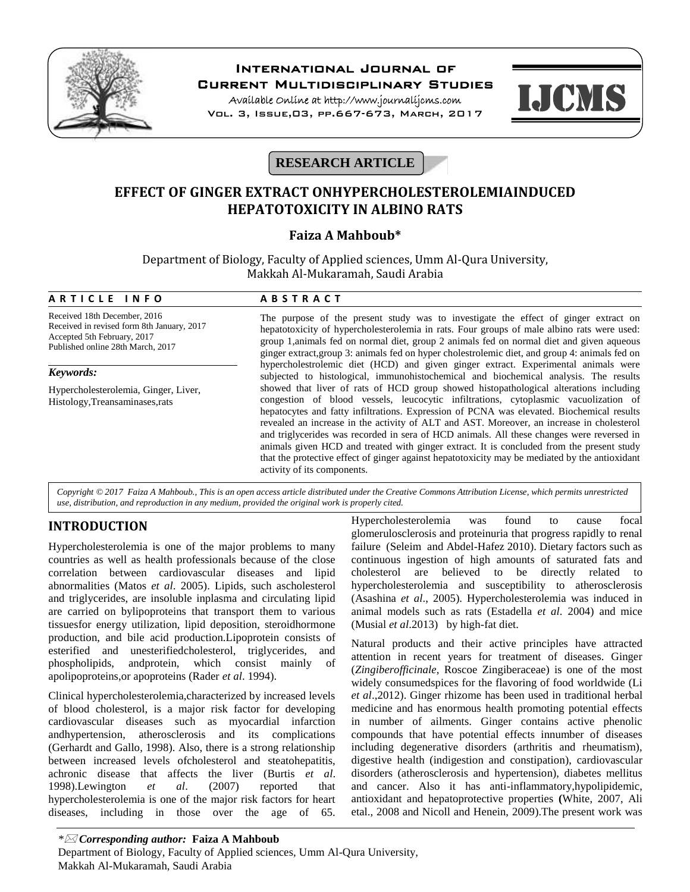RESEARCH ARTICLE

# EFFECT OF GINGER EXTRACT ONHYPERCHOLESTEROLEMIAINDUCED HEPATOTOXICITY IN ALBINO RATS

**Faiza A Mahboub***

Department of Biology, Faculty of Applied sciences, Umm Al-Qura University, Makkah Al-Mukaramah, Saudi Arabia

**ARTICLE INFO**

Received 18th December, 2016
Received in revised form 8th January, 2017
Accepted 5th February, 2017
Published online 28th March, 2017

***Keywords:***

Hypercholesterolemia, Ginger, Liver, Histology,Treansaminases,rats

**ABSTRACT**

The purpose of the present study was to investigate the effect of ginger extract on hepatotoxicity of hypercholesterolemia in rats. Four groups of male albino rats were used: group 1,animals fed on normal diet, group 2 animals fed on normal diet and given aqueous ginger extract,group 3: animals fed on hyper cholestrolemic diet, and group 4: animals fed on hypercholestrolemic diet (HCD) and given ginger extract. Experimental animals were subjected to histological, immunohistochemical and biochemical analysis. The results showed that liver of rats of HCD group showed histopathological alterations including congestion of blood vessels, leucocytic infiltrations, cytoplasmic vacuolization of hepatocytes and fatty infiltrations. Expression of PCNA was elevated. Biochemical results revealed an increase in the activity of ALT and AST. Moreover, an increase in cholesterol and triglycerides was recorded in sera of HCD animals. All these changes were reversed in animals given HCD and treated with ginger extract. It is concluded from the present study that the protective effect of ginger against hepatotoxicity may be mediated by the antioxidant activity of its components.

*Copyright © 2017 Faiza A Mahboub., This is an open access article distributed under the Creative Commons Attribution License, which permits unrestricted use, distribution, and reproduction in any medium, provided the original work is properly cited.*

## INTRODUCTION

Hypercholesterolemia is one of the major problems to many countries as well as health professionals because of the close correlation between cardiovascular diseases and lipid abnormalities (Matos *et al*. 2005). Lipids, such ascholesterol and triglycerides, are insoluble inplasma and circulating lipid are carried on bylipoproteins that transport them to various tissuesfor energy utilization, lipid deposition, steroidhormone production, and bile acid production.Lipoprotein consists of esterified and unesterifiedcholesterol, triglycerides, and phospholipids, andprotein, which consist mainly of apolipoproteins,or apoproteins (Rader *et al*. 1994).

Clinical hypercholesterolemia,characterized by increased levels of blood cholesterol, is a major risk factor for developing cardiovascular diseases such as myocardial infarction andhypertension, atherosclerosis and its complications (Gerhardt and Gallo, 1998). Also, there is a strong relationship between increased levels ofcholesterol and steatohepatitis, achronic disease that affects the liver (Burtis *et al*. 1998).Lewington *et al*. (2007) reported that hypercholesterolemia is one of the major risk factors for heart diseases, including in those over the age of 65. Hypercholesterolemia was found to cause focal glomerulosclerosis and proteinuria that progress rapidly to renal failure (Seleim and Abdel-Hafez 2010). Dietary factors such as continuous ingestion of high amounts of saturated fats and cholesterol are believed to be directly related to hypercholesterolemia and susceptibility to atherosclerosis (Asashina *et al*., 2005). Hypercholesterolemia was induced in animal models such as rats (Estadella *et al*. 2004) and mice (Musial *et al*.2013) by high-fat diet.

Natural products and their active principles have attracted attention in recent years for treatment of diseases. Ginger (*Zingiberofficinale*, Roscoe Zingiberaceae) is one of the most widely consumedspices for the flavoring of food worldwide (Li *et al*.,2012). Ginger rhizome has been used in traditional herbal medicine and has enormous health promoting potential effects in number of ailments. Ginger contains active phenolic compounds that have potential effects innumber of diseases including degenerative disorders (arthritis and rheumatism), digestive health (indigestion and constipation), cardiovascular disorders (atherosclerosis and hypertension), diabetes mellitus and cancer. Also it has anti-inflammatory,hypolipidemic, antioxidant and hepatoprotective properties **(**White, 2007, Ali etal., 2008 and Nicoll and Henein, 2009).The present work was

**Corresponding author:* **Faiza A Mahboub**
Department of Biology, Faculty of Applied sciences, Umm Al-Qura University, Makkah Al-Mukaramah, Saudi Arabia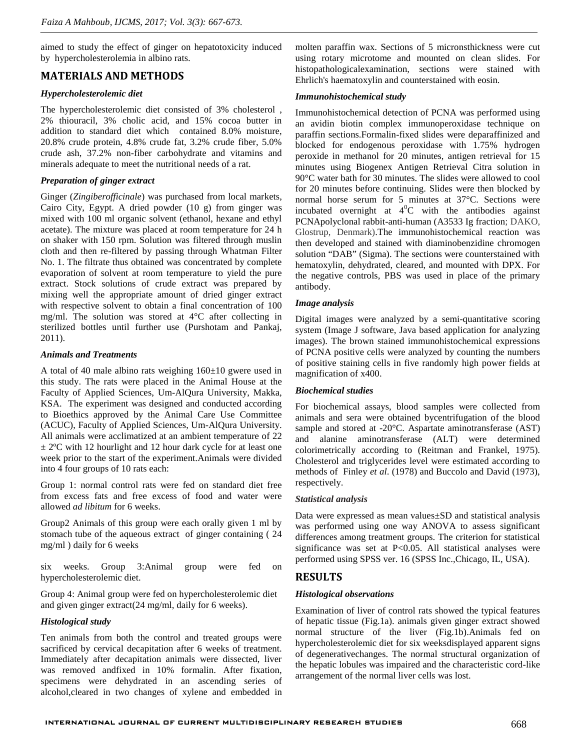aimed to study the effect of ginger on hepatotoxicity induced by hypercholesterolemia in albino rats.

## MATERIALS AND METHODS

### *Hypercholesterolemic diet*

The hypercholesterolemic diet consisted of 3% cholesterol , 2% thiouracil, 3% cholic acid, and 15% cocoa butter in addition to standard diet which contained 8.0% moisture, 20.8% crude protein, 4.8% crude fat, 3.2% crude fiber, 5.0% crude ash, 37.2% non-fiber carbohydrate and vitamins and minerals adequate to meet the nutritional needs of a rat.

### *Preparation of ginger extract*

Ginger (*Zingiberofficinale*) was purchased from local markets, Cairo City, Egypt. A dried powder (10 g) from ginger was mixed with 100 ml organic solvent (ethanol, hexane and ethyl acetate). The mixture was placed at room temperature for 24 h on shaker with 150 rpm. Solution was filtered through muslin cloth and then re-filtered by passing through Whatman Filter No. 1. The filtrate thus obtained was concentrated by complete evaporation of solvent at room temperature to yield the pure extract. Stock solutions of crude extract was prepared by mixing well the appropriate amount of dried ginger extract with respective solvent to obtain a final concentration of 100 mg/ml. The solution was stored at 4°C after collecting in sterilized bottles until further use (Purshotam and Pankaj, 2011).

### *Animals and Treatments*

A total of 40 male albino rats weighing 160±10 gwere used in this study. The rats were placed in the Animal House at the Faculty of Applied Sciences, Um-AlQura University, Makka, KSA. The experiment was designed and conducted according to Bioethics approved by the Animal Care Use Committee (ACUC), Faculty of Applied Sciences, Um-AlQura University. All animals were acclimatized at an ambient temperature of 22 ± 2ºC with 12 hourlight and 12 hour dark cycle for at least one week prior to the start of the experiment.Animals were divided into 4 four groups of 10 rats each:

Group 1: normal control rats were fed on standard diet free from excess fats and free excess of food and water were allowed *ad libitum* for 6 weeks.

Group2 Animals of this group were each orally given 1 ml by stomach tube of the aqueous extract of ginger containing ( 24 mg/ml ) daily for 6 weeks

six weeks. Group 3:Animal group were fed on hypercholesterolemic diet.

Group 4: Animal group were fed on hypercholesterolemic diet and given ginger extract(24 mg/ml, daily for 6 weeks).

### *Histological study*

Ten animals from both the control and treated groups were sacrificed by cervical decapitation after 6 weeks of treatment. Immediately after decapitation animals were dissected, liver was removed andfixed in 10% formalin. After fixation, specimens were dehydrated in an ascending series of alcohol,cleared in two changes of xylene and embedded in molten paraffin wax. Sections of 5 micronsthickness were cut using rotary microtome and mounted on clean slides. For histopathologicalexamination, sections were stained with Ehrlich's haematoxylin and counterstained with eosin.

### *Immunohistochemical study*

Immunohistochemical detection of PCNA was performed using an avidin biotin complex immunoperoxidase technique on paraffin sections.Formalin-fixed slides were deparaffinized and blocked for endogenous peroxidase with 1.75% hydrogen peroxide in methanol for 20 minutes, antigen retrieval for 15 minutes using Biogenex Antigen Retrieval Citra solution in 90°C water bath for 30 minutes. The slides were allowed to cool for 20 minutes before continuing. Slides were then blocked by normal horse serum for 5 minutes at 37°C. Sections were incubated overnight at $4^0$C with the antibodies against PCNApolyclonal rabbit-anti-human (A3533 Ig fraction; DAKO, Glostrup, Denmark).The immunohistochemical reaction was then developed and stained with diaminobenzidine chromogen solution "DAB" (Sigma). The sections were counterstained with hematoxylin, dehydrated, cleared, and mounted with DPX. For the negative controls, PBS was used in place of the primary antibody.

### *Image analysis*

Digital images were analyzed by a semi-quantitative scoring system (Image J software, Java based application for analyzing images). The brown stained immunohistochemical expressions of PCNA positive cells were analyzed by counting the numbers of positive staining cells in five randomly high power fields at magnification of x400.

### *Biochemical studies*

For biochemical assays, blood samples were collected from animals and sera were obtained bycentrifugation of the blood sample and stored at -20°C. Aspartate aminotransferase (AST) and alanine aminotransferase (ALT) were determined colorimetrically according to (Reitman and Frankel, 1975). Cholesterol and triglycerides level were estimated according to methods of Finley *et al*. (1978) and Buccolo and David (1973), respectively.

### *Statistical analysis*

Data were expressed as mean values±SD and statistical analysis was performed using one way ANOVA to assess significant differences among treatment groups. The criterion for statistical significance was set at $P<0.05$. All statistical analyses were performed using SPSS ver. 16 (SPSS Inc.,Chicago, IL, USA).

## RESULTS

### *Histological observations*

Examination of liver of control rats showed the typical features of hepatic tissue (Fig.1a). animals given ginger extract showed normal structure of the liver (Fig.1b).Animals fed on hypercholesterolemic diet for six weeksdisplayed apparent signs of degenerativechanges. The normal structural organization of the hepatic lobules was impaired and the characteristic cord-like arrangement of the normal liver cells was lost.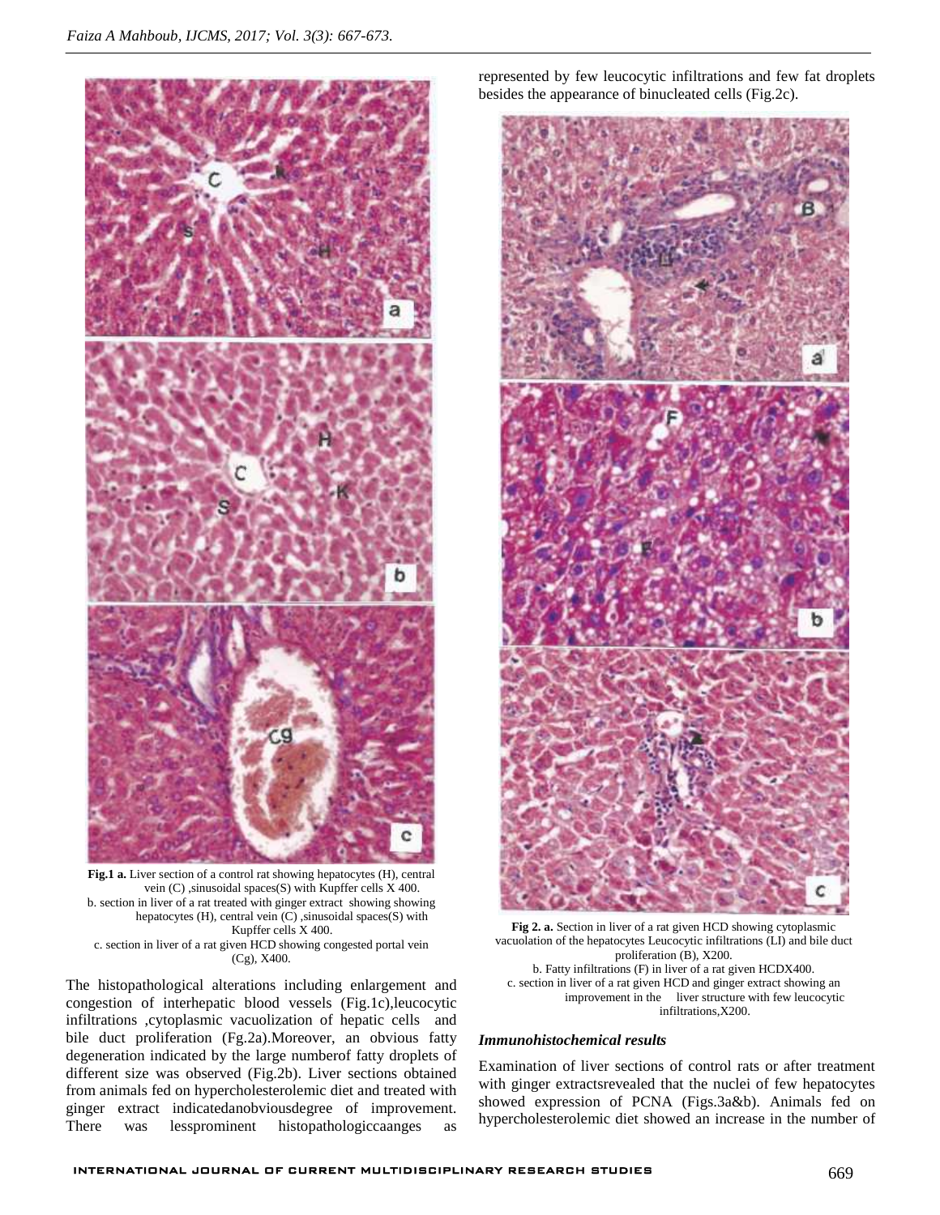**Fig.1 a.** Liver section of a control rat showing hepatocytes (H), central vein (C) ,sinusoidal spaces(S) with Kupffer cells X 400.
b. section in liver of a rat treated with ginger extract showing showing hepatocytes (H), central vein (C) ,sinusoidal spaces(S) with Kupffer cells X 400.
c. section in liver of a rat given HCD showing congested portal vein (Cg), X400.

The histopathological alterations including enlargement and congestion of interhepatic blood vessels (Fig.1c),leucocytic infiltrations ,cytoplasmic vacuolization of hepatic cells and bile duct proliferation (Fg.2a).Moreover, an obvious fatty degeneration indicated by the large numberof fatty droplets of different size was observed (Fig.2b). Liver sections obtained from animals fed on hypercholesterolemic diet and treated with ginger extract indicatedanobviousdegree of improvement. There was lessprominent histopathologiccaanges as represented by few leucocytic infiltrations and few fat droplets besides the appearance of binucleated cells (Fig.2c).

**Fig 2. a.** Section in liver of a rat given HCD showing cytoplasmic vacuolation of the hepatocytes Leucocytic infiltrations (LI) and bile duct proliferation (B), X200.
b. Fatty infiltrations (F) in liver of a rat given HCDX400.
c. section in liver of a rat given HCD and ginger extract showing an improvement in the liver structure with few leucocytic infiltrations,X200.

### *Immunohistochemical results*

Examination of liver sections of control rats or after treatment with ginger extractsrevealed that the nuclei of few hepatocytes showed expression of PCNA (Figs.3a&b). Animals fed on hypercholesterolemic diet showed an increase in the number of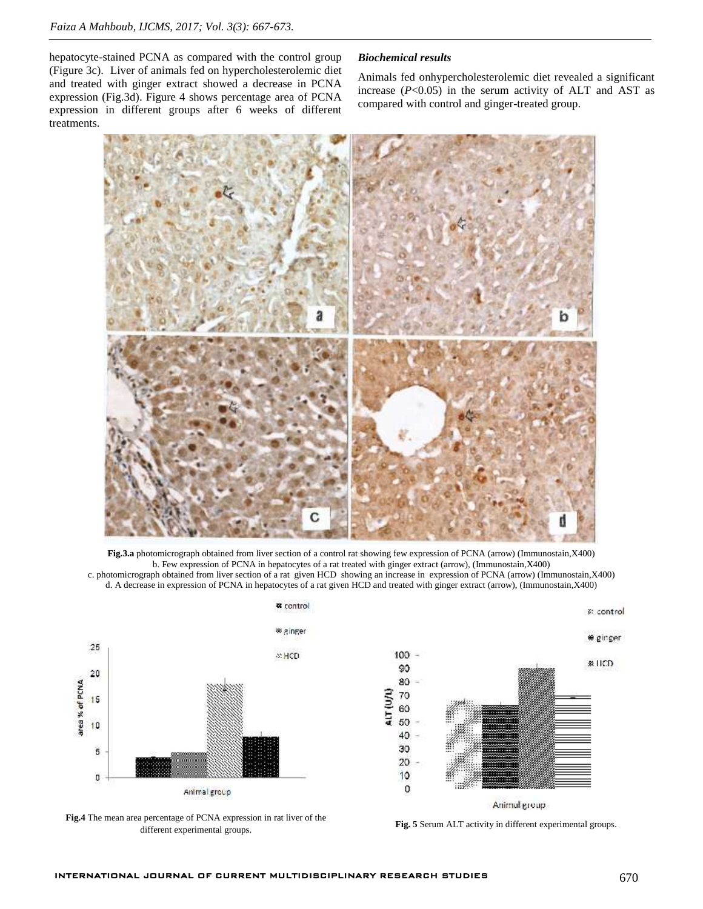hepatocyte-stained PCNA as compared with the control group (Figure 3c). Liver of animals fed on hypercholesterolemic diet and treated with ginger extract showed a decrease in PCNA expression (Fig.3d). Figure 4 shows percentage area of PCNA expression in different groups after 6 weeks of different treatments.

***Biochemical results***

Animals fed onhypercholesterolemic diet revealed a significant increase ($P$<0.05) in the serum activity of ALT and AST as compared with control and ginger-treated group.

**Fig.3.a** photomicrograph obtained from liver section of a control rat showing few expression of PCNA (arrow) (Immunostain,X400)
b. Few expression of PCNA in hepatocytes of a rat treated with ginger extract (arrow), (Immunostain,X400)
c. photomicrograph obtained from liver section of a rat given HCD showing an increase in expression of PCNA (arrow) (Immunostain,X400)
d. A decrease in expression of PCNA in hepatocytes of a rat given HCD and treated with ginger extract (arrow), (Immunostain,X400)

**Fig.4** The mean area percentage of PCNA expression in rat liver of the different experimental groups.

**Fig. 5** Serum ALT activity in different experimental groups.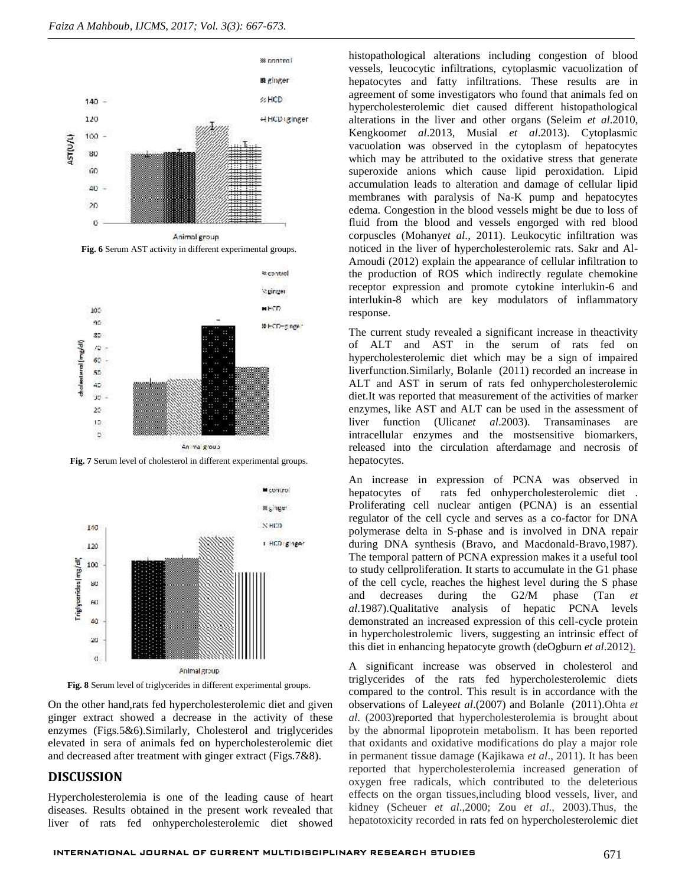**Fig. 6** Serum AST activity in different experimental groups.

**Fig. 7** Serum level of cholesterol in different experimental groups.

**Fig. 8** Serum level of triglycerides in different experimental groups.

On the other hand,rats fed hypercholesterolemic diet and given ginger extract showed a decrease in the activity of these enzymes (Figs.5&6).Similarly, Cholesterol and triglycerides elevated in sera of animals fed on hypercholesterolemic diet and decreased after treatment with ginger extract (Figs.7&8).

## DISCUSSION

Hypercholesterolemia is one of the leading cause of heart diseases. Results obtained in the present work revealed that liver of rats fed onhypercholesterolemic diet showed histopathological alterations including congestion of blood vessels, leucocytic infiltrations, cytoplasmic vacuolization of hepatocytes and fatty infiltrations. These results are in agreement of some investigators who found that animals fed on hypercholesterolemic diet caused different histopathological alterations in the liver and other organs (Seleim *et al*.2010, Kengkoom*et al*.2013, Musial *et al*.2013). Cytoplasmic vacuolation was observed in the cytoplasm of hepatocytes which may be attributed to the oxidative stress that generate superoxide anions which cause lipid peroxidation. Lipid accumulation leads to alteration and damage of cellular lipid membranes with paralysis of Na-K pump and hepatocytes edema. Congestion in the blood vessels might be due to loss of fluid from the blood and vessels engorged with red blood corpuscles (Mohany*et al*., 2011). Leukocytic infiltration was noticed in the liver of hypercholesterolemic rats. Sakr and Al-Amoudi (2012) explain the appearance of cellular infiltration to the production of ROS which indirectly regulate chemokine receptor expression and promote cytokine interlukin-6 and interlukin-8 which are key modulators of inflammatory response.

The current study revealed a significant increase in theactivity of ALT and AST in the serum of rats fed on hypercholesterolemic diet which may be a sign of impaired liverfunction.Similarly, Bolanle (2011) recorded an increase in ALT and AST in serum of rats fed onhypercholesterolemic diet.It was reported that measurement of the activities of marker enzymes, like AST and ALT can be used in the assessment of liver function (Ulican*et al*.2003). Transaminases are intracellular enzymes and the mostsensitive biomarkers, released into the circulation afterdamage and necrosis of hepatocytes.

An increase in expression of PCNA was observed in hepatocytes of rats fed onhypercholesterolemic diet . Proliferating cell nuclear antigen (PCNA) is an essential regulator of the cell cycle and serves as a co-factor for DNA polymerase delta in S-phase and is involved in DNA repair during DNA synthesis (Bravo, and Macdonald-Bravo,1987). The temporal pattern of PCNA expression makes it a useful tool to study cellproliferation. It starts to accumulate in the G1 phase of the cell cycle, reaches the highest level during the S phase and decreases during the G2/M phase (Tan *et al*.1987).Qualitative analysis of hepatic PCNA levels demonstrated an increased expression of this cell-cycle protein in hypercholestrolemic livers, suggesting an intrinsic effect of this diet in enhancing hepatocyte growth (deOgburn *et al*.2012).

A significant increase was observed in cholesterol and triglycerides of the rats fed hypercholesterolemic diets compared to the control. This result is in accordance with the observations of Laleye*et al*.(2007) and Bolanle (2011).Ohta *et al*. (2003)reported that hypercholesterolemia is brought about by the abnormal lipoprotein metabolism. It has been reported that oxidants and oxidative modifications do play a major role in permanent tissue damage (Kajikawa *et al*., 2011). It has been reported that hypercholesterolemia increased generation of oxygen free radicals, which contributed to the deleterious effects on the organ tissues,including blood vessels, liver, and kidney (Scheuer *et al*.,2000; Zou *et al*., 2003).Thus, the hepatotoxicity recorded in rats fed on hypercholesterolemic diet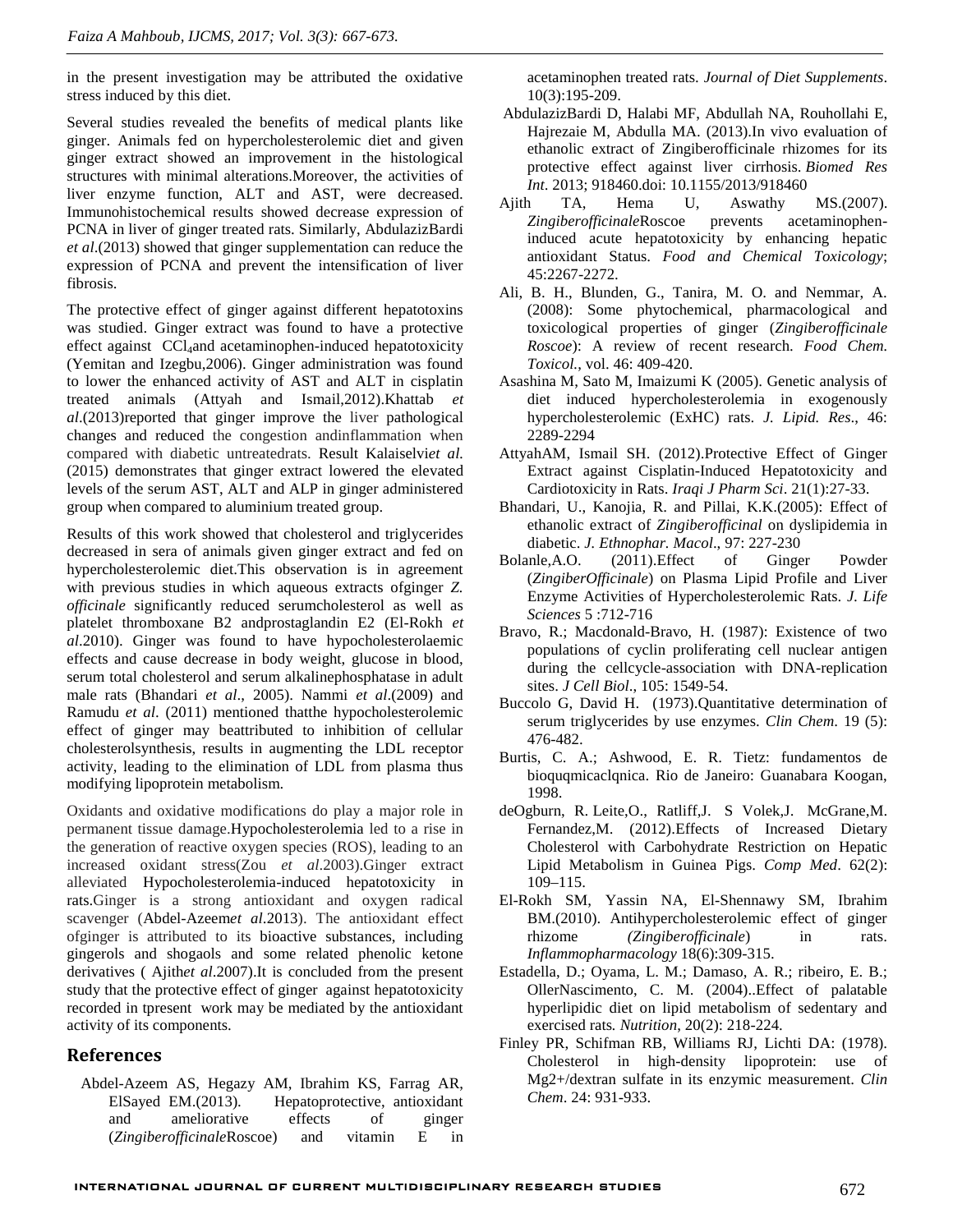in the present investigation may be attributed the oxidative stress induced by this diet.

Several studies revealed the benefits of medical plants like ginger. Animals fed on hypercholesterolemic diet and given ginger extract showed an improvement in the histological structures with minimal alterations.Moreover, the activities of liver enzyme function, ALT and AST, were decreased. Immunohistochemical results showed decrease expression of PCNA in liver of ginger treated rats. Similarly, AbdulazizBardi *et al*.(2013) showed that ginger supplementation can reduce the expression of PCNA and prevent the intensification of liver fibrosis.

The protective effect of ginger against different hepatotoxins was studied. Ginger extract was found to have a protective effect against $CCl_4$and acetaminophen-induced hepatotoxicity (Yemitan and Izegbu,2006). Ginger administration was found to lower the enhanced activity of AST and ALT in cisplatin treated animals (Attyah and Ismail,2012).Khattab *et al*.(2013)reported that ginger improve the liver pathological changes and reduced the congestion andinflammation when compared with diabetic untreatedrats. Result Kalaiselvi*et al.* (2015) demonstrates that ginger extract lowered the elevated levels of the serum AST, ALT and ALP in ginger administered group when compared to aluminium treated group.

Results of this work showed that cholesterol and triglycerides decreased in sera of animals given ginger extract and fed on hypercholesterolemic diet.This observation is in agreement with previous studies in which aqueous extracts ofginger *Z. officinale* significantly reduced serumcholesterol as well as platelet thromboxane B2 andprostaglandin E2 (El-Rokh *et al*.2010). Ginger was found to have hypocholesterolaemic effects and cause decrease in body weight, glucose in blood, serum total cholesterol and serum alkalinephosphatase in adult male rats (Bhandari *et al*., 2005). Nammi *et al*.(2009) and Ramudu *et al*. (2011) mentioned thatthe hypocholesterolemic effect of ginger may beattributed to inhibition of cellular cholesterolsynthesis, results in augmenting the LDL receptor activity, leading to the elimination of LDL from plasma thus modifying lipoprotein metabolism.

Oxidants and oxidative modifications do play a major role in permanent tissue damage.Hypocholesterolemia led to a rise in the generation of reactive oxygen species (ROS), leading to an increased oxidant stress(Zou *et al*.2003).Ginger extract alleviated Hypocholesterolemia-induced hepatotoxicity in rats.Ginger is a strong antioxidant and oxygen radical scavenger (Abdel-Azeem*et al*.2013). The antioxidant effect ofginger is attributed to its bioactive substances, including gingerols and shogaols and some related phenolic ketone derivatives ( Ajith*et al*.2007).It is concluded from the present study that the protective effect of ginger against hepatotoxicity recorded in tpresent work may be mediated by the antioxidant activity of its components.

## References

Abdel-Azeem AS, Hegazy AM, Ibrahim KS, Farrag AR, ElSayed EM.(2013). Hepatoprotective, antioxidant and ameliorative effects of ginger (*Zingiberofficinale*Roscoe) and vitamin E in acetaminophen treated rats. *Journal of Diet Supplements*. 10(3):195-209.

AbdulazizBardi D, Halabi MF, Abdullah NA, Rouhollahi E, Hajrezaie M, Abdulla MA. (2013).In vivo evaluation of ethanolic extract of Zingiberofficinale rhizomes for its protective effect against liver cirrhosis. *Biomed Res Int*. 2013; 918460.doi: 10.1155/2013/918460

Ajith TA, Hema U, Aswathy MS.(2007). *Zingiberofficinale*Roscoe prevents acetaminophen-induced acute hepatotoxicity by enhancing hepatic antioxidant Status. *Food and Chemical Toxicology*; 45:2267-2272.

Ali, B. H., Blunden, G., Tanira, M. O. and Nemmar, A. (2008): Some phytochemical, pharmacological and toxicological properties of ginger (*Zingiberofficinale Roscoe*): A review of recent research. *Food Chem. Toxicol.*, vol. 46: 409-420.

Asashina M, Sato M, Imaizumi K (2005). Genetic analysis of diet induced hypercholesterolemia in exogenously hypercholesterolemic (ExHC) rats. *J. Lipid. Res*., 46: 2289-2294

AttyahAM, Ismail SH. (2012).Protective Effect of Ginger Extract against Cisplatin-Induced Hepatotoxicity and Cardiotoxicity in Rats. *Iraqi J Pharm Sci*. 21(1):27-33.

Bhandari, U., Kanojia, R. and Pillai, K.K.(2005): Effect of ethanolic extract of *Zingiberofficinal* on dyslipidemia in diabetic. *J. Ethnophar. Macol*., 97: 227-230

Bolanle,A.O. (2011).Effect of Ginger Powder (*ZingiberOfficinale*) on Plasma Lipid Profile and Liver Enzyme Activities of Hypercholesterolemic Rats. *J. Life Sciences* 5 :712-716

Bravo, R.; Macdonald-Bravo, H. (1987): Existence of two populations of cyclin proliferating cell nuclear antigen during the cellcycle-association with DNA-replication sites. *J Cell Biol*., 105: 1549-54.

Buccolo G, David H. (1973).Quantitative determination of serum triglycerides by use enzymes. *Clin Chem*. 19 (5): 476-482.

Burtis, C. A.; Ashwood, E. R. Tietz: fundamentos de bioquqmicaclqnica. Rio de Janeiro: Guanabara Koogan, 1998.

deOgburn, R. Leite,O., Ratliff,J. S Volek,J. McGrane,M. Fernandez,M. (2012).Effects of Increased Dietary Cholesterol with Carbohydrate Restriction on Hepatic Lipid Metabolism in Guinea Pigs. *Comp Med*. 62(2): 109–115.

El-Rokh SM, Yassin NA, El-Shennawy SM, Ibrahim BM.(2010). Antihypercholesterolemic effect of ginger rhizome *(Zingiberofficinale*) in rats. *Inflammopharmacology* 18(6):309-315.

Estadella, D.; Oyama, L. M.; Damaso, A. R.; ribeiro, E. B.; OllerNascimento, C. M. (2004)..Effect of palatable hyperlipidic diet on lipid metabolism of sedentary and exercised rats*. Nutrition*, 20(2): 218-224.

Finley PR, Schifman RB, Williams RJ, Lichti DA: (1978). Cholesterol in high-density lipoprotein: use of Mg2+/dextran sulfate in its enzymic measurement. *Clin Chem*. 24: 931-933.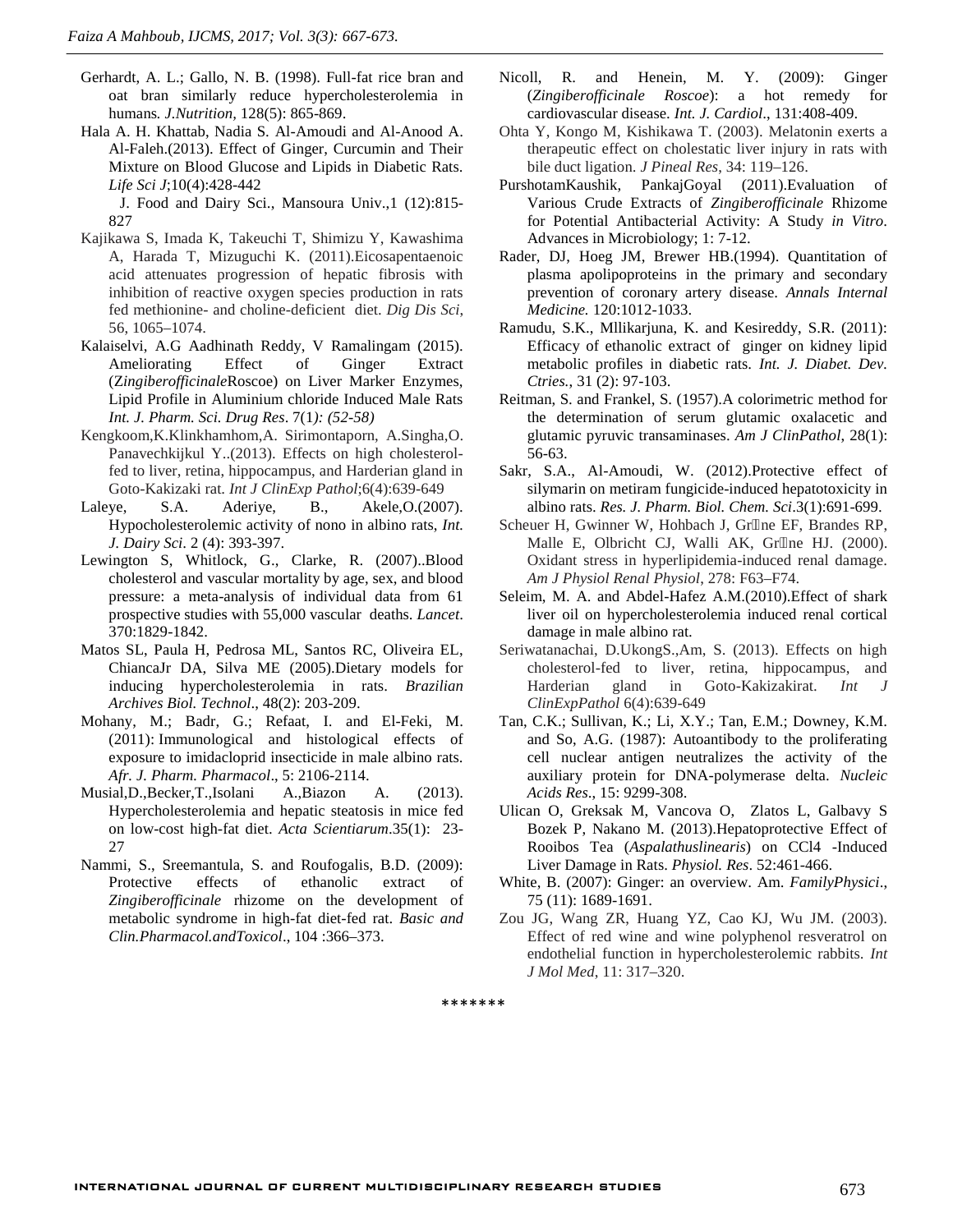Gerhardt, A. L.; Gallo, N. B. (1998). Full-fat rice bran and oat bran similarly reduce hypercholesterolemia in humans*. J.Nutrition,* 128(5): 865-869.

Hala A. H. Khattab, Nadia S. Al-Amoudi and Al-Anood A. Al-Faleh.(2013). Effect of Ginger, Curcumin and Their Mixture on Blood Glucose and Lipids in Diabetic Rats. *Life Sci J*;10(4):428-442

J. Food and Dairy Sci., Mansoura Univ.,1 (12):815-827

Kajikawa S, Imada K, Takeuchi T, Shimizu Y, Kawashima A, Harada T, Mizuguchi K. (2011).Eicosapentaenoic acid attenuates progression of hepatic fibrosis with inhibition of reactive oxygen species production in rats fed methionine- and choline-deficient diet. *Dig Dis Sci*, 56, 1065–1074.

Kalaiselvi, A.G Aadhinath Reddy, V Ramalingam (2015). Ameliorating Effect of Ginger Extract (*Zingiberofficinale*Roscoe) on Liver Marker Enzymes, Lipid Profile in Aluminium chloride Induced Male Rats *Int. J. Pharm. Sci. Drug Res*. 7(1*): (52-58)*

Kengkoom,K.Klinkhamhom,A. Sirimontaporn, A.Singha,O. Panavechkijkul Y..(2013). Effects on high cholesterol-fed to liver, retina, hippocampus, and Harderian gland in Goto-Kakizaki rat. *Int J ClinExp Pathol*;6(4):639-649

Laleye, S.A. Aderiye, B., Akele,O.(2007). Hypocholesterolemic activity of nono in albino rats, *Int. J. Dairy Sci*. 2 (4): 393-397.

Lewington S, Whitlock, G., Clarke, R. (2007)..Blood cholesterol and vascular mortality by age, sex, and blood pressure: a meta-analysis of individual data from 61 prospective studies with 55,000 vascular deaths. *Lancet*. 370:1829-1842.

Matos SL, Paula H, Pedrosa ML, Santos RC, Oliveira EL, ChiancaJr DA, Silva ME (2005).Dietary models for inducing hypercholesterolemia in rats. *Brazilian Archives Biol. Technol*., 48(2): 203-209.

Mohany, M.; Badr, G.; Refaat, I. and El-Feki, M. (2011): Immunological and histological effects of exposure to imidacloprid insecticide in male albino rats. *Afr. J. Pharm. Pharmacol*., 5: 2106-2114.

Musial,D.,Becker,T.,Isolani A.,Biazon A. (2013). Hypercholesterolemia and hepatic steatosis in mice fed on low-cost high-fat diet. *Acta Scientiarum*.35(1): 23-27

Nammi, S., Sreemantula, S. and Roufogalis, B.D. (2009): Protective effects of ethanolic extract of *Zingiberofficinale* rhizome on the development of metabolic syndrome in high-fat diet-fed rat. *Basic and Clin.Pharmacol.andToxicol*., 104 :366–373.

Nicoll, R. and Henein, M. Y. (2009): Ginger (*Zingiberofficinale Roscoe*): a hot remedy for cardiovascular disease. *Int. J. Cardiol*., 131:408-409.

Ohta Y, Kongo M, Kishikawa T. (2003). Melatonin exerts a therapeutic effect on cholestatic liver injury in rats with bile duct ligation. *J Pineal Res*, 34: 119–126.

PurshotamKaushik, PankajGoyal (2011).Evaluation of Various Crude Extracts of *Zingiberofficinale* Rhizome for Potential Antibacterial Activity: A Study *in Vitro*. Advances in Microbiology; 1: 7-12.

Rader, DJ, Hoeg JM, Brewer HB.(1994). Quantitation of plasma apolipoproteins in the primary and secondary prevention of coronary artery disease. *Annals Internal Medicine.* 120:1012-1033.

Ramudu, S.K., Mllikarjuna, K. and Kesireddy, S.R. (2011): Efficacy of ethanolic extract of ginger on kidney lipid metabolic profiles in diabetic rats. *Int. J. Diabet. Dev. Ctries.*, 31 (2): 97-103.

Reitman, S. and Frankel, S. (1957).A colorimetric method for the determination of serum glutamic oxalacetic and glutamic pyruvic transaminases. *Am J ClinPathol*, 28(1): 56-63.

Sakr, S.A., Al-Amoudi, W. (2012).Protective effect of silymarin on metiram fungicide-induced hepatotoxicity in albino rats. *Res. J. Pharm. Biol. Chem. Sci*.3(1):691-699.

Scheuer H, Gwinner W, Hohbach J, Gr��ne EF, Brandes RP, Malle E, Olbricht CJ, Walli AK, Gr��ne HJ. (2000). Oxidant stress in hyperlipidemia-induced renal damage. *Am J Physiol Renal Physiol*, 278: F63–F74.

Seleim, M. A. and Abdel-Hafez A.M.(2010).Effect of shark liver oil on hypercholesterolemia induced renal cortical damage in male albino rat.

Seriwatanachai, D.UkongS.,Am, S. (2013). Effects on high cholesterol-fed to liver, retina, hippocampus, and Harderian gland in Goto-Kakizakirat. *Int J ClinExpPathol* 6(4):639-649

Tan, C.K.; Sullivan, K.; Li, X.Y.; Tan, E.M.; Downey, K.M. and So, A.G. (1987): Autoantibody to the proliferating cell nuclear antigen neutralizes the activity of the auxiliary protein for DNA-polymerase delta. *Nucleic Acids Res*., 15: 9299-308.

Ulican O, Greksak M, Vancova O, Zlatos L, Galbavy S Bozek P, Nakano M. (2013).Hepatoprotective Effect of Rooibos Tea (*Aspalathuslinearis*) on CCl4 -Induced Liver Damage in Rats. *Physiol. Res*. 52:461-466.

White, B. (2007): Ginger: an overview. Am. *FamilyPhysici*., 75 (11): 1689-1691.

Zou JG, Wang ZR, Huang YZ, Cao KJ, Wu JM. (2003). Effect of red wine and wine polyphenol resveratrol on endothelial function in hypercholesterolemic rabbits. *Int J Mol Med*, 11: 317–320.

*******